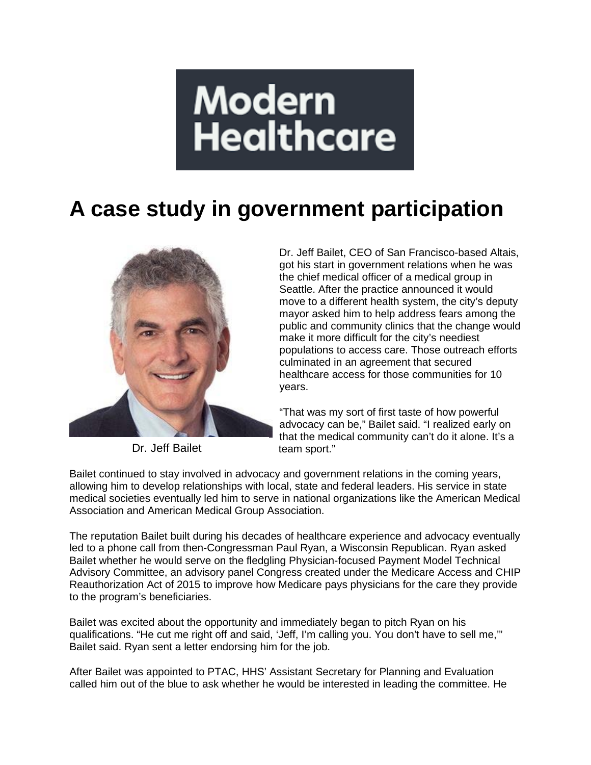Modern Healthcare

# A case study in government participation

Dr. Jeff Bailet

Dr. Jeff Bailet, CEO of San Francisco-based Altais, got his start in government relations when he was the chief medical officer of a medical group in Seattle. After the practice announced it would move to a different health system, the city's deputy mayor asked him to help address fears among the public and community clinics that the change would make it more difficult for the city's neediest populations to access care. Those outreach efforts culminated in an agreement that secured healthcare access for those communities for 10 years.

"That was my sort of first taste of how powerful advocacy can be," Bailet said. "I realized early on that the medical community can't do it alone. It's a team sport."

Bailet continued to stay involved in advocacy and government relations in the coming years, allowing him to develop relationships with local, state and federal leaders. His service in state medical societies eventually led him to serve in national organizations like the American Medical Association and American Medical Group Association.

The reputation Bailet built during his decades of healthcare experience and advocacy eventually led to a phone call from then-Congressman Paul Ryan, a Wisconsin Republican. Ryan asked Bailet whether he would serve on the fledgling Physician-focused Payment Model Technical Advisory Committee, an advisory panel Congress created under the Medicare Access and CHIP Reauthorization Act of 2015 to improve how Medicare pays physicians for the care they provide to the program's beneficiaries.

Bailet was excited about the opportunity and immediately began to pitch Ryan on his qualifications. "He cut me right off and said, 'Jeff, I'm calling you. You don't have to sell me,'" Bailet said. Ryan sent a letter endorsing him for the job.

After Bailet was appointed to PTAC, HHS' Assistant Secretary for Planning and Evaluation called him out of the blue to ask whether he would be interested in leading the committee. He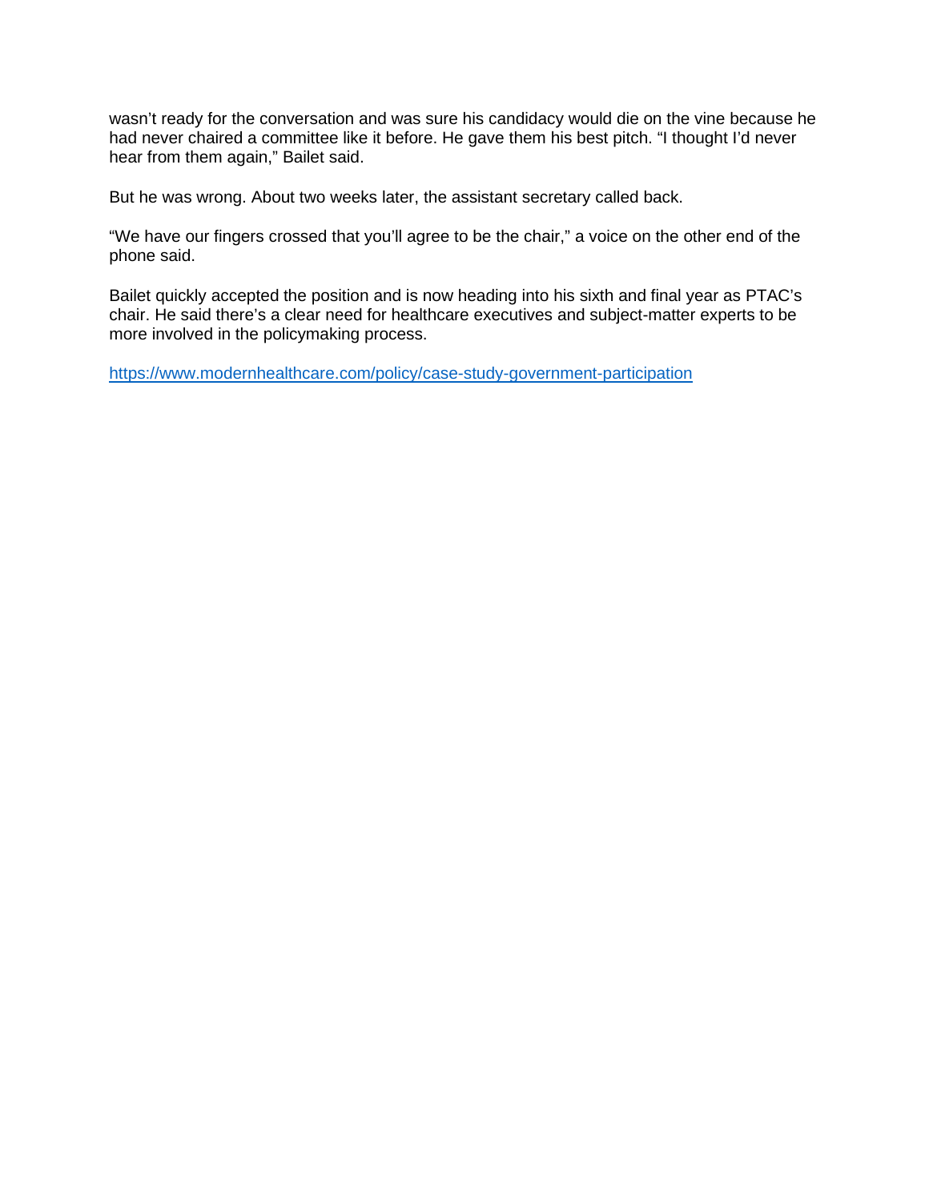wasn't ready for the conversation and was sure his candidacy would die on the vine because he had never chaired a committee like it before. He gave them his best pitch. "I thought I'd never hear from them again," Bailet said.

But he was wrong. About two weeks later, the assistant secretary called back.

"We have our fingers crossed that you'll agree to be the chair," a voice on the other end of the phone said.

Bailet quickly accepted the position and is now heading into his sixth and final year as PTAC's chair. He said there's a clear need for healthcare executives and subject-matter experts to be more involved in the policymaking process.

https://www.modernhealthcare.com/policy/case-study-government-participation